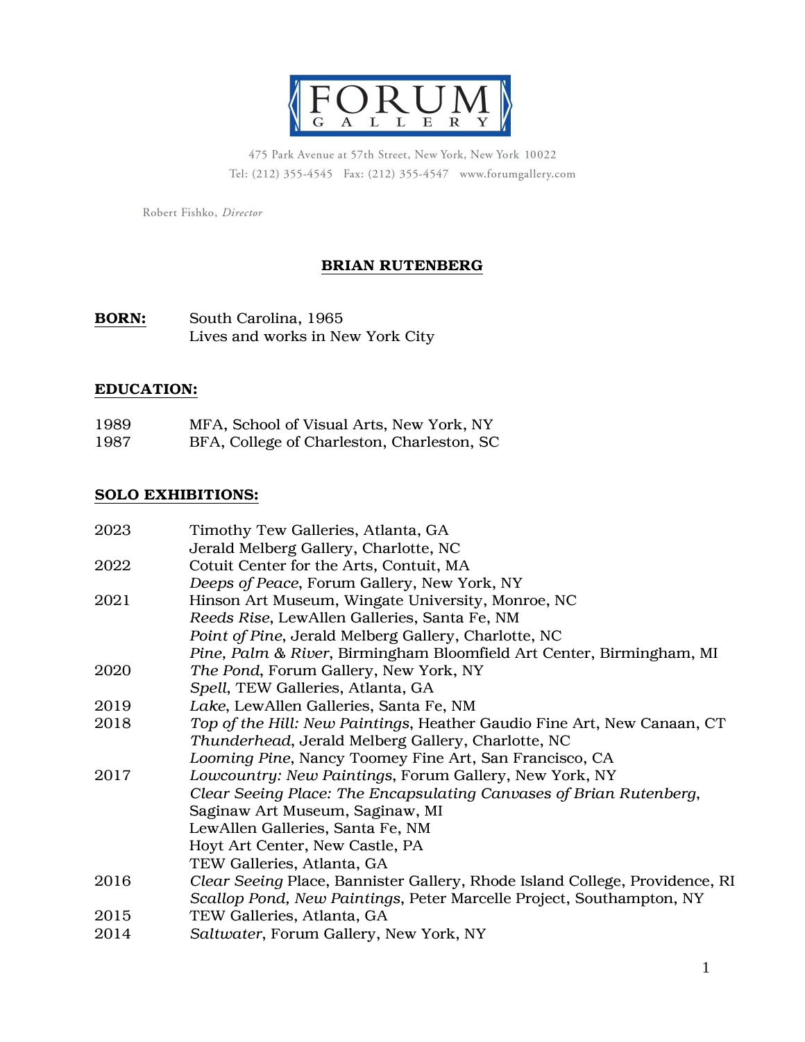# FORUM GALLERY

475 Park Avenue at 57th Street, New York, New York 10022
Tel: (212) 355-4545 Fax: (212) 355-4547 www.forumgallery.com

Robert Fishko, *Director*

## BRIAN RUTENBERG

**BORN:** South Carolina, 1965
Lives and works in New York City

**EDUCATION:**

| | |
|---|---|
| 1989 | MFA, School of Visual Arts, New York, NY |
| 1987 | BFA, College of Charleston, Charleston, SC |

**SOLO EXHIBITIONS:**

| | |
|---|---|
| 2023 | Timothy Tew Galleries, Atlanta, GA |
| | Jerald Melberg Gallery, Charlotte, NC |
| 2022 | Cotuit Center for the Arts, Contuit, MA |
| | *Deeps of Peace*, Forum Gallery, New York, NY |
| 2021 | Hinson Art Museum, Wingate University, Monroe, NC |
| | *Reeds Rise*, LewAllen Galleries, Santa Fe, NM |
| | *Point of Pine*, Jerald Melberg Gallery, Charlotte, NC |
| | *Pine, Palm & River*, Birmingham Bloomfield Art Center, Birmingham, MI |
| 2020 | *The Pond*, Forum Gallery, New York, NY |
| | *Spell*, TEW Galleries, Atlanta, GA |
| 2019 | *Lake*, LewAllen Galleries, Santa Fe, NM |
| 2018 | *Top of the Hill: New Paintings*, Heather Gaudio Fine Art, New Canaan, CT |
| | *Thunderhead*, Jerald Melberg Gallery, Charlotte, NC |
| | *Looming Pine*, Nancy Toomey Fine Art, San Francisco, CA |
| 2017 | *Lowcountry: New Paintings*, Forum Gallery, New York, NY |
| | *Clear Seeing Place: The Encapsulating Canvases of Brian Rutenberg*, Saginaw Art Museum, Saginaw, MI |
| | LewAllen Galleries, Santa Fe, NM |
| | Hoyt Art Center, New Castle, PA |
| | TEW Galleries, Atlanta, GA |
| 2016 | *Clear Seeing* Place, Bannister Gallery, Rhode Island College, Providence, RI |
| | *Scallop Pond, New Paintings*, Peter Marcelle Project, Southampton, NY |
| 2015 | TEW Galleries, Atlanta, GA |
| 2014 | *Saltwater*, Forum Gallery, New York, NY |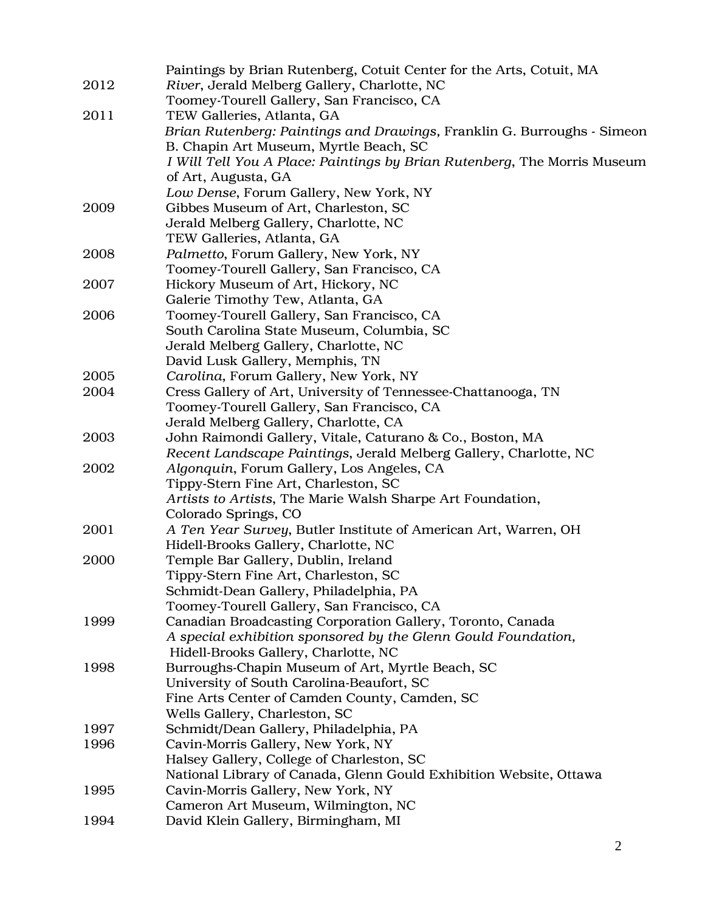| | |
|---|---|
| | Paintings by Brian Rutenberg, Cotuit Center for the Arts, Cotuit, MA |
| 2012 | *River*, Jerald Melberg Gallery, Charlotte, NC |
| | Toomey-Tourell Gallery, San Francisco, CA |
| 2011 | TEW Galleries, Atlanta, GA |
| | *Brian Rutenberg: Paintings and Drawings,* Franklin G. Burroughs - Simeon B. Chapin Art Museum, Myrtle Beach, SC |
| | *I Will Tell You A Place: Paintings by Brian Rutenberg*, The Morris Museum of Art, Augusta, GA |
| | *Low Dense*, Forum Gallery, New York, NY |
| 2009 | Gibbes Museum of Art, Charleston, SC |
| | Jerald Melberg Gallery, Charlotte, NC |
| | TEW Galleries, Atlanta, GA |
| 2008 | *Palmetto*, Forum Gallery, New York, NY |
| | Toomey-Tourell Gallery, San Francisco, CA |
| 2007 | Hickory Museum of Art, Hickory, NC |
| | Galerie Timothy Tew, Atlanta, GA |
| 2006 | Toomey-Tourell Gallery, San Francisco, CA |
| | South Carolina State Museum, Columbia, SC |
| | Jerald Melberg Gallery, Charlotte, NC |
| | David Lusk Gallery, Memphis, TN |
| 2005 | *Carolina*, Forum Gallery, New York, NY |
| 2004 | Cress Gallery of Art, University of Tennessee-Chattanooga, TN |
| | Toomey-Tourell Gallery, San Francisco, CA |
| | Jerald Melberg Gallery, Charlotte, CA |
| 2003 | John Raimondi Gallery, Vitale, Caturano & Co., Boston, MA |
| | *Recent Landscape Paintings*, Jerald Melberg Gallery, Charlotte, NC |
| 2002 | *Algonquin*, Forum Gallery, Los Angeles, CA |
| | Tippy-Stern Fine Art, Charleston, SC |
| | *Artists to Artists*, The Marie Walsh Sharpe Art Foundation, Colorado Springs, CO |
| 2001 | *A Ten Year Survey*, Butler Institute of American Art, Warren, OH |
| | Hidell-Brooks Gallery, Charlotte, NC |
| 2000 | Temple Bar Gallery, Dublin, Ireland |
| | Tippy-Stern Fine Art, Charleston, SC |
| | Schmidt-Dean Gallery, Philadelphia, PA |
| | Toomey-Tourell Gallery, San Francisco, CA |
| 1999 | Canadian Broadcasting Corporation Gallery, Toronto, Canada |
| | *A special exhibition sponsored by the Glenn Gould Foundation,* Hidell-Brooks Gallery, Charlotte, NC |
| 1998 | Burroughs-Chapin Museum of Art, Myrtle Beach, SC |
| | University of South Carolina-Beaufort, SC |
| | Fine Arts Center of Camden County, Camden, SC |
| | Wells Gallery, Charleston, SC |
| 1997 | Schmidt/Dean Gallery, Philadelphia, PA |
| 1996 | Cavin-Morris Gallery, New York, NY |
| | Halsey Gallery, College of Charleston, SC |
| | National Library of Canada, Glenn Gould Exhibition Website, Ottawa |
| 1995 | Cavin-Morris Gallery, New York, NY |
| | Cameron Art Museum, Wilmington, NC |
| 1994 | David Klein Gallery, Birmingham, MI |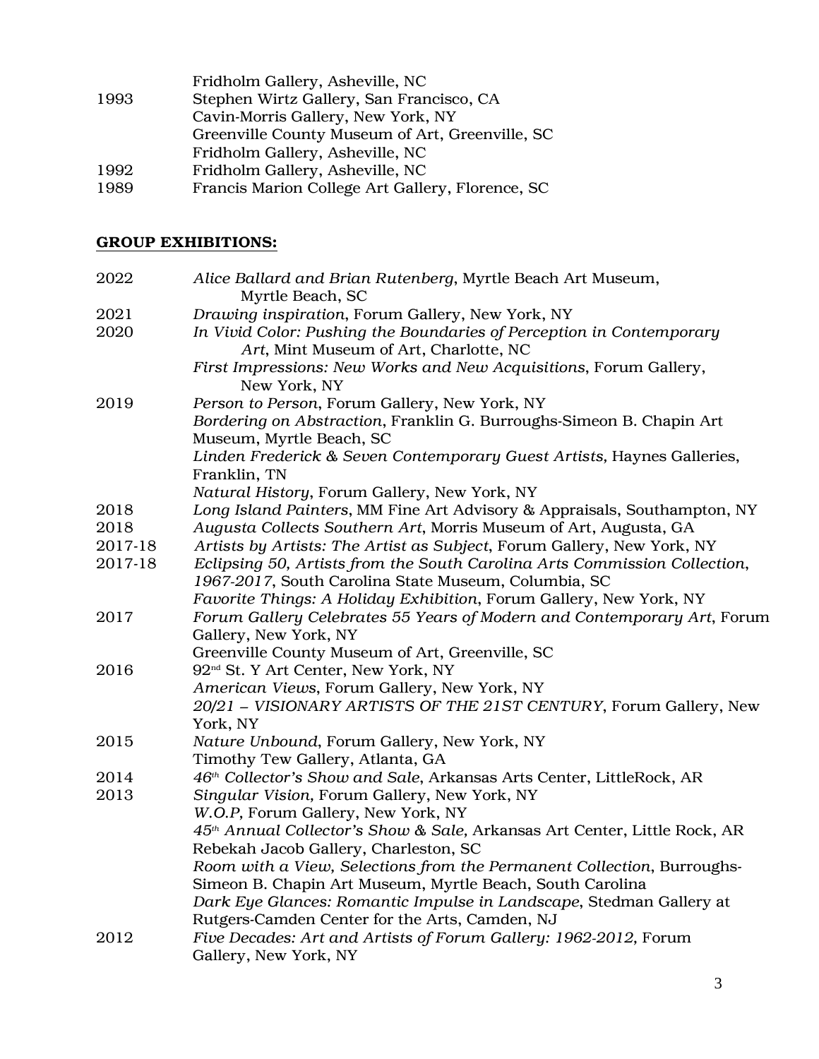|  |  |
|---|---|
|  | Fridholm Gallery, Asheville, NC |
| 1993 | Stephen Wirtz Gallery, San Francisco, CA |
|  | Cavin-Morris Gallery, New York, NY |
|  | Greenville County Museum of Art, Greenville, SC |
|  | Fridholm Gallery, Asheville, NC |
| 1992 | Fridholm Gallery, Asheville, NC |
| 1989 | Francis Marion College Art Gallery, Florence, SC |

## GROUP EXHIBITIONS:

|  |  |
|---|---|
| 2022 | *Alice Ballard and Brian Rutenberg*, Myrtle Beach Art Museum, Myrtle Beach, SC |
| 2021 | *Drawing inspiration*, Forum Gallery, New York, NY |
| 2020 | *In Vivid Color: Pushing the Boundaries of Perception in Contemporary Art*, Mint Museum of Art, Charlotte, NC |
|  | *First Impressions: New Works and New Acquisitions*, Forum Gallery, New York, NY |
| 2019 | *Person to Person*, Forum Gallery, New York, NY |
|  | *Bordering on Abstraction*, Franklin G. Burroughs-Simeon B. Chapin Art Museum, Myrtle Beach, SC |
|  | *Linden Frederick & Seven Contemporary Guest Artists*, Haynes Galleries, Franklin, TN |
|  | *Natural History*, Forum Gallery, New York, NY |
| 2018 | *Long Island Painters*, MM Fine Art Advisory & Appraisals, Southampton, NY |
| 2018 | *Augusta Collects Southern Art*, Morris Museum of Art, Augusta, GA |
| 2017-18 | *Artists by Artists: The Artist as Subject*, Forum Gallery, New York, NY |
| 2017-18 | *Eclipsing 50, Artists from the South Carolina Arts Commission Collection, 1967-2017*, South Carolina State Museum, Columbia, SC |
|  | *Favorite Things: A Holiday Exhibition*, Forum Gallery, New York, NY |
| 2017 | *Forum Gallery Celebrates 55 Years of Modern and Contemporary Art*, Forum Gallery, New York, NY |
|  | Greenville County Museum of Art, Greenville, SC |
| 2016 | 92nd St. Y Art Center, New York, NY |
|  | *American Views*, Forum Gallery, New York, NY |
|  | *20/21 – VISIONARY ARTISTS OF THE 21ST CENTURY*, Forum Gallery, New York, NY |
| 2015 | *Nature Unbound*, Forum Gallery, New York, NY |
|  | Timothy Tew Gallery, Atlanta, GA |
| 2014 | *46th Collector's Show and Sale*, Arkansas Arts Center, LittleRock, AR |
| 2013 | *Singular Vision,* Forum Gallery, New York, NY |
|  | *W.O.P,* Forum Gallery, New York, NY |
|  | *45th Annual Collector's Show & Sale,* Arkansas Art Center, Little Rock, AR |
|  | Rebekah Jacob Gallery, Charleston, SC |
|  | *Room with a View, Selections from the Permanent Collection*, Burroughs-Simeon B. Chapin Art Museum, Myrtle Beach, South Carolina |
|  | *Dark Eye Glances: Romantic Impulse in Landscape*, Stedman Gallery at Rutgers-Camden Center for the Arts, Camden, NJ |
| 2012 | *Five Decades: Art and Artists of Forum Gallery: 1962-2012,* Forum Gallery, New York, NY |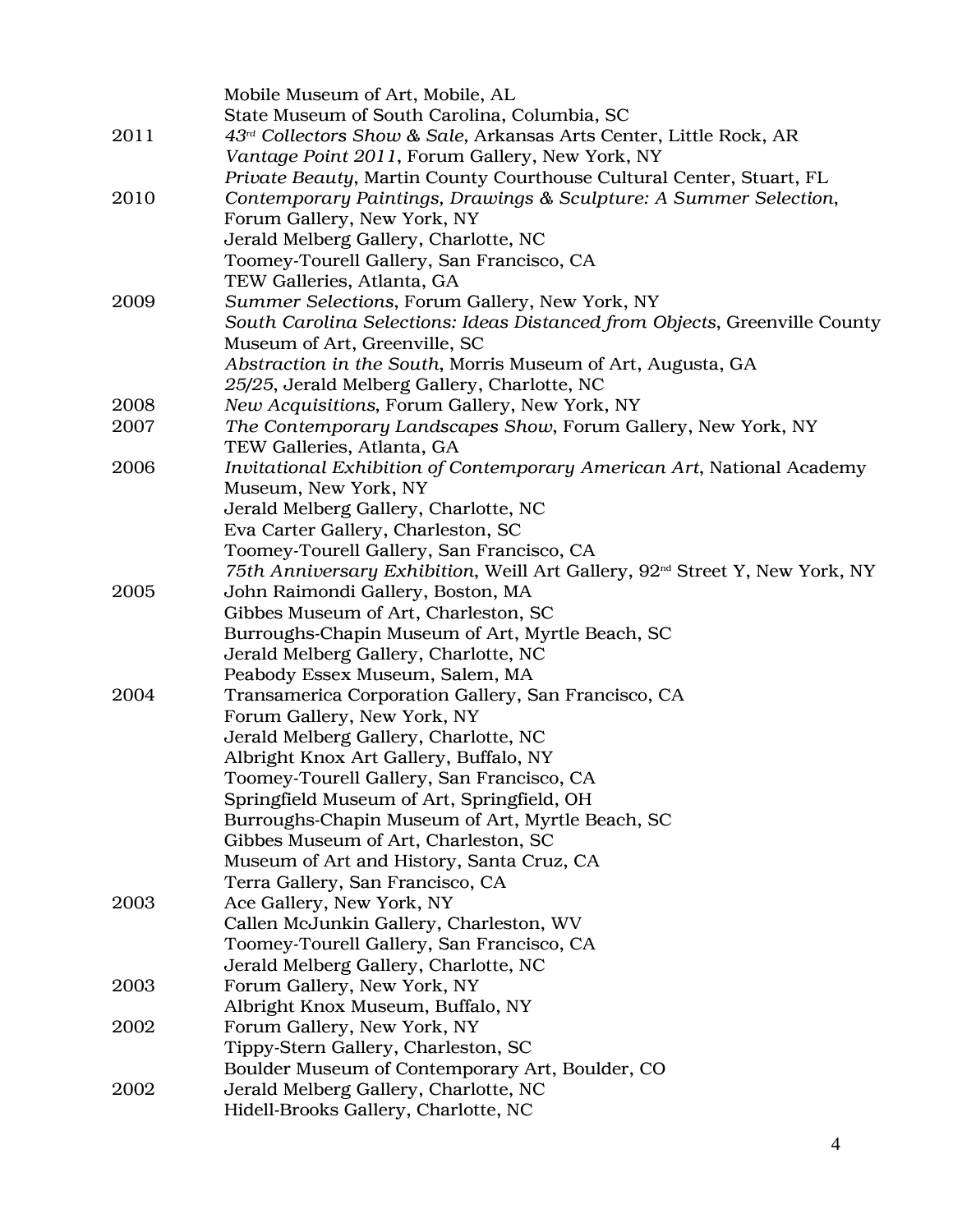| | |
|---|---|
| | Mobile Museum of Art, Mobile, AL |
| | State Museum of South Carolina, Columbia, SC |
| 2011 | *43rd Collectors Show & Sale*, Arkansas Arts Center, Little Rock, AR |
| | *Vantage Point 2011*, Forum Gallery, New York, NY |
| | *Private Beauty*, Martin County Courthouse Cultural Center, Stuart, FL |
| 2010 | *Contemporary Paintings, Drawings & Sculpture: A Summer Selection*, Forum Gallery, New York, NY |
| | Jerald Melberg Gallery, Charlotte, NC |
| | Toomey-Tourell Gallery, San Francisco, CA |
| | TEW Galleries, Atlanta, GA |
| 2009 | *Summer Selections*, Forum Gallery, New York, NY |
| | *South Carolina Selections: Ideas Distanced from Objects*, Greenville County Museum of Art, Greenville, SC |
| | *Abstraction in the South*, Morris Museum of Art, Augusta, GA |
| | *25/25*, Jerald Melberg Gallery, Charlotte, NC |
| 2008 | *New Acquisitions*, Forum Gallery, New York, NY |
| 2007 | *The Contemporary Landscapes Show*, Forum Gallery, New York, NY |
| | TEW Galleries, Atlanta, GA |
| 2006 | *Invitational Exhibition of Contemporary American Art*, National Academy Museum, New York, NY |
| | Jerald Melberg Gallery, Charlotte, NC |
| | Eva Carter Gallery, Charleston, SC |
| | Toomey-Tourell Gallery, San Francisco, CA |
| | *75th Anniversary Exhibition*, Weill Art Gallery, 92nd Street Y, New York, NY |
| 2005 | John Raimondi Gallery, Boston, MA |
| | Gibbes Museum of Art, Charleston, SC |
| | Burroughs-Chapin Museum of Art, Myrtle Beach, SC |
| | Jerald Melberg Gallery, Charlotte, NC |
| | Peabody Essex Museum, Salem, MA |
| 2004 | Transamerica Corporation Gallery, San Francisco, CA |
| | Forum Gallery, New York, NY |
| | Jerald Melberg Gallery, Charlotte, NC |
| | Albright Knox Art Gallery, Buffalo, NY |
| | Toomey-Tourell Gallery, San Francisco, CA |
| | Springfield Museum of Art, Springfield, OH |
| | Burroughs-Chapin Museum of Art, Myrtle Beach, SC |
| | Gibbes Museum of Art, Charleston, SC |
| | Museum of Art and History, Santa Cruz, CA |
| | Terra Gallery, San Francisco, CA |
| 2003 | Ace Gallery, New York, NY |
| | Callen McJunkin Gallery, Charleston, WV |
| | Toomey-Tourell Gallery, San Francisco, CA |
| | Jerald Melberg Gallery, Charlotte, NC |
| 2003 | Forum Gallery, New York, NY |
| | Albright Knox Museum, Buffalo, NY |
| 2002 | Forum Gallery, New York, NY |
| | Tippy-Stern Gallery, Charleston, SC |
| | Boulder Museum of Contemporary Art, Boulder, CO |
| 2002 | Jerald Melberg Gallery, Charlotte, NC |
| | Hidell-Brooks Gallery, Charlotte, NC |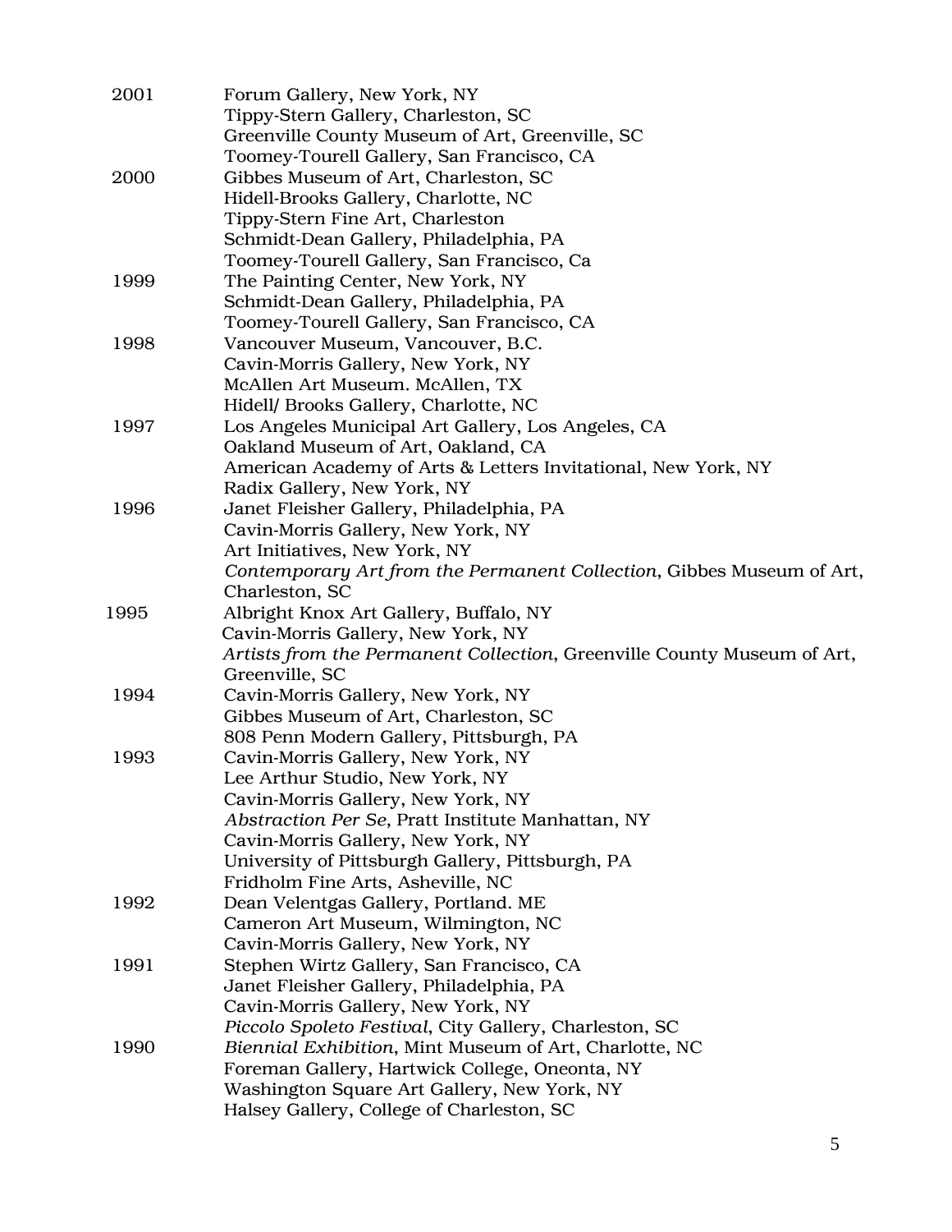| | |
|---|---|
| 2001 | Forum Gallery, New York, NY |
| | Tippy-Stern Gallery, Charleston, SC |
| | Greenville County Museum of Art, Greenville, SC |
| | Toomey-Tourell Gallery, San Francisco, CA |
| 2000 | Gibbes Museum of Art, Charleston, SC |
| | Hidell-Brooks Gallery, Charlotte, NC |
| | Tippy-Stern Fine Art, Charleston |
| | Schmidt-Dean Gallery, Philadelphia, PA |
| | Toomey-Tourell Gallery, San Francisco, Ca |
| 1999 | The Painting Center, New York, NY |
| | Schmidt-Dean Gallery, Philadelphia, PA |
| | Toomey-Tourell Gallery, San Francisco, CA |
| 1998 | Vancouver Museum, Vancouver, B.C. |
| | Cavin-Morris Gallery, New York, NY |
| | McAllen Art Museum. McAllen, TX |
| | Hidell/ Brooks Gallery, Charlotte, NC |
| 1997 | Los Angeles Municipal Art Gallery, Los Angeles, CA |
| | Oakland Museum of Art, Oakland, CA |
| | American Academy of Arts & Letters Invitational, New York, NY |
| | Radix Gallery, New York, NY |
| 1996 | Janet Fleisher Gallery, Philadelphia, PA |
| | Cavin-Morris Gallery, New York, NY |
| | Art Initiatives, New York, NY |
| | *Contemporary Art from the Permanent Collection*, Gibbes Museum of Art, Charleston, SC |
| 1995 | Albright Knox Art Gallery, Buffalo, NY |
| | Cavin-Morris Gallery, New York, NY |
| | *Artists from the Permanent Collection*, Greenville County Museum of Art, Greenville, SC |
| 1994 | Cavin-Morris Gallery, New York, NY |
| | Gibbes Museum of Art, Charleston, SC |
| | 808 Penn Modern Gallery, Pittsburgh, PA |
| 1993 | Cavin-Morris Gallery, New York, NY |
| | Lee Arthur Studio, New York, NY |
| | Cavin-Morris Gallery, New York, NY |
| | *Abstraction Per Se*, Pratt Institute Manhattan, NY |
| | Cavin-Morris Gallery, New York, NY |
| | University of Pittsburgh Gallery, Pittsburgh, PA |
| | Fridholm Fine Arts, Asheville, NC |
| 1992 | Dean Velentgas Gallery, Portland. ME |
| | Cameron Art Museum, Wilmington, NC |
| | Cavin-Morris Gallery, New York, NY |
| 1991 | Stephen Wirtz Gallery, San Francisco, CA |
| | Janet Fleisher Gallery, Philadelphia, PA |
| | Cavin-Morris Gallery, New York, NY |
| | *Piccolo Spoleto Festival*, City Gallery, Charleston, SC |
| 1990 | *Biennial Exhibition*, Mint Museum of Art, Charlotte, NC |
| | Foreman Gallery, Hartwick College, Oneonta, NY |
| | Washington Square Art Gallery, New York, NY |
| | Halsey Gallery, College of Charleston, SC |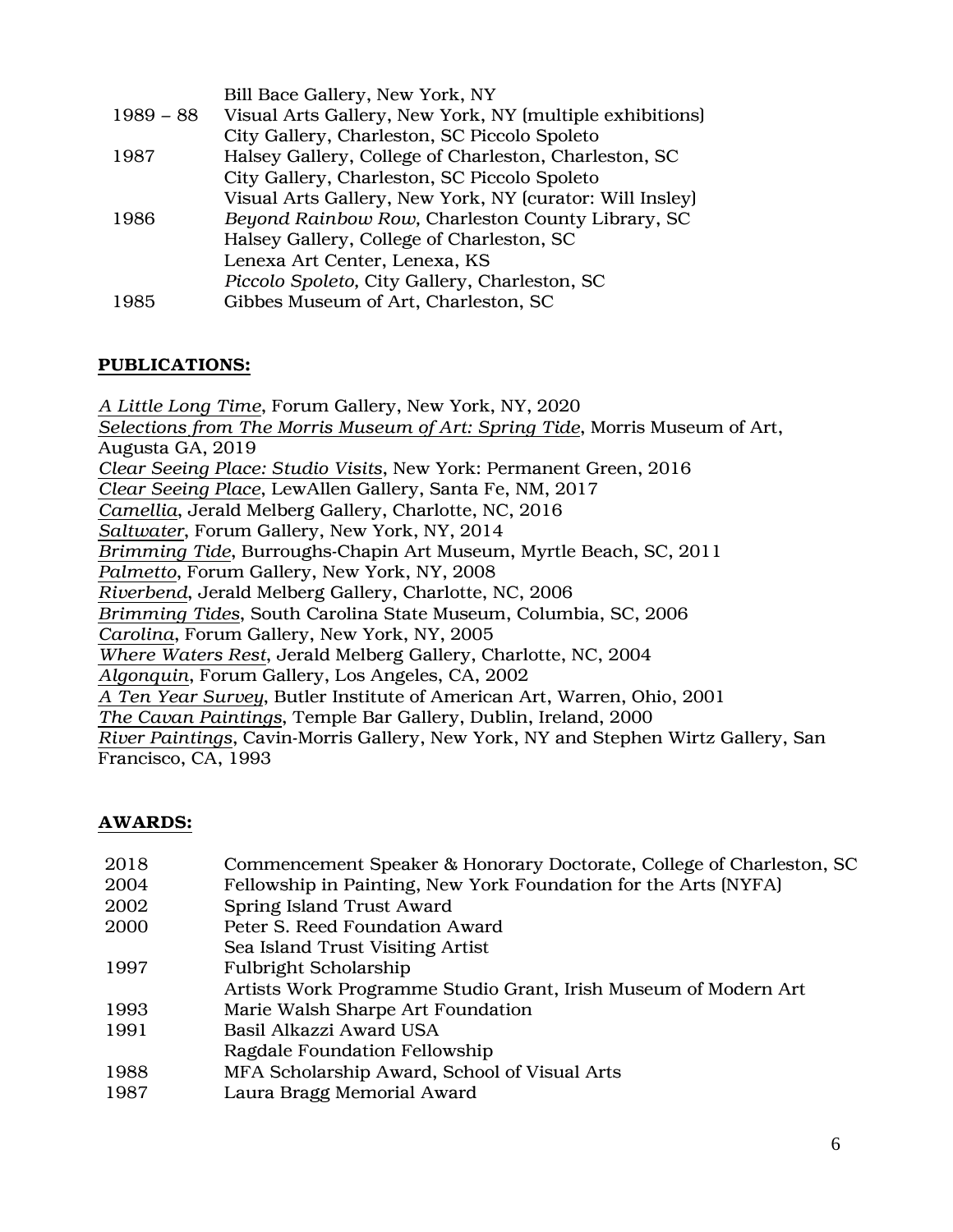| | |
|---|---|
| | Bill Bace Gallery, New York, NY |
| 1989 – 88 | Visual Arts Gallery, New York, NY (multiple exhibitions) |
| | City Gallery, Charleston, SC Piccolo Spoleto |
| 1987 | Halsey Gallery, College of Charleston, Charleston, SC |
| | City Gallery, Charleston, SC Piccolo Spoleto |
| | Visual Arts Gallery, New York, NY (curator: Will Insley) |
| 1986 | *Beyond Rainbow Row*, Charleston County Library, SC |
| | Halsey Gallery, College of Charleston, SC |
| | Lenexa Art Center, Lenexa, KS |
| | *Piccolo Spoleto*, City Gallery, Charleston, SC |
| 1985 | Gibbes Museum of Art, Charleston, SC |

## PUBLICATIONS:

*A Little Long Time*, Forum Gallery, New York, NY, 2020
*Selections from The Morris Museum of Art: Spring Tide*, Morris Museum of Art, Augusta GA, 2019
*Clear Seeing Place: Studio Visits*, New York: Permanent Green, 2016
*Clear Seeing Place*, LewAllen Gallery, Santa Fe, NM, 2017
*Camellia*, Jerald Melberg Gallery, Charlotte, NC, 2016
*Saltwater*, Forum Gallery, New York, NY, 2014
*Brimming Tide*, Burroughs-Chapin Art Museum, Myrtle Beach, SC, 2011
*Palmetto*, Forum Gallery, New York, NY, 2008
*Riverbend*, Jerald Melberg Gallery, Charlotte, NC, 2006
*Brimming Tides*, South Carolina State Museum, Columbia, SC, 2006
*Carolina*, Forum Gallery, New York, NY, 2005
*Where Waters Rest*, Jerald Melberg Gallery, Charlotte, NC, 2004
*Algonquin*, Forum Gallery, Los Angeles, CA, 2002
*A Ten Year Survey*, Butler Institute of American Art, Warren, Ohio, 2001
*The Cavan Paintings*, Temple Bar Gallery, Dublin, Ireland, 2000
*River Paintings*, Cavin-Morris Gallery, New York, NY and Stephen Wirtz Gallery, San Francisco, CA, 1993

## AWARDS:

| | |
|---|---|
| 2018 | Commencement Speaker & Honorary Doctorate, College of Charleston, SC |
| 2004 | Fellowship in Painting, New York Foundation for the Arts (NYFA) |
| 2002 | Spring Island Trust Award |
| 2000 | Peter S. Reed Foundation Award |
| | Sea Island Trust Visiting Artist |
| 1997 | Fulbright Scholarship |
| | Artists Work Programme Studio Grant, Irish Museum of Modern Art |
| 1993 | Marie Walsh Sharpe Art Foundation |
| 1991 | Basil Alkazzi Award USA |
| | Ragdale Foundation Fellowship |
| 1988 | MFA Scholarship Award, School of Visual Arts |
| 1987 | Laura Bragg Memorial Award |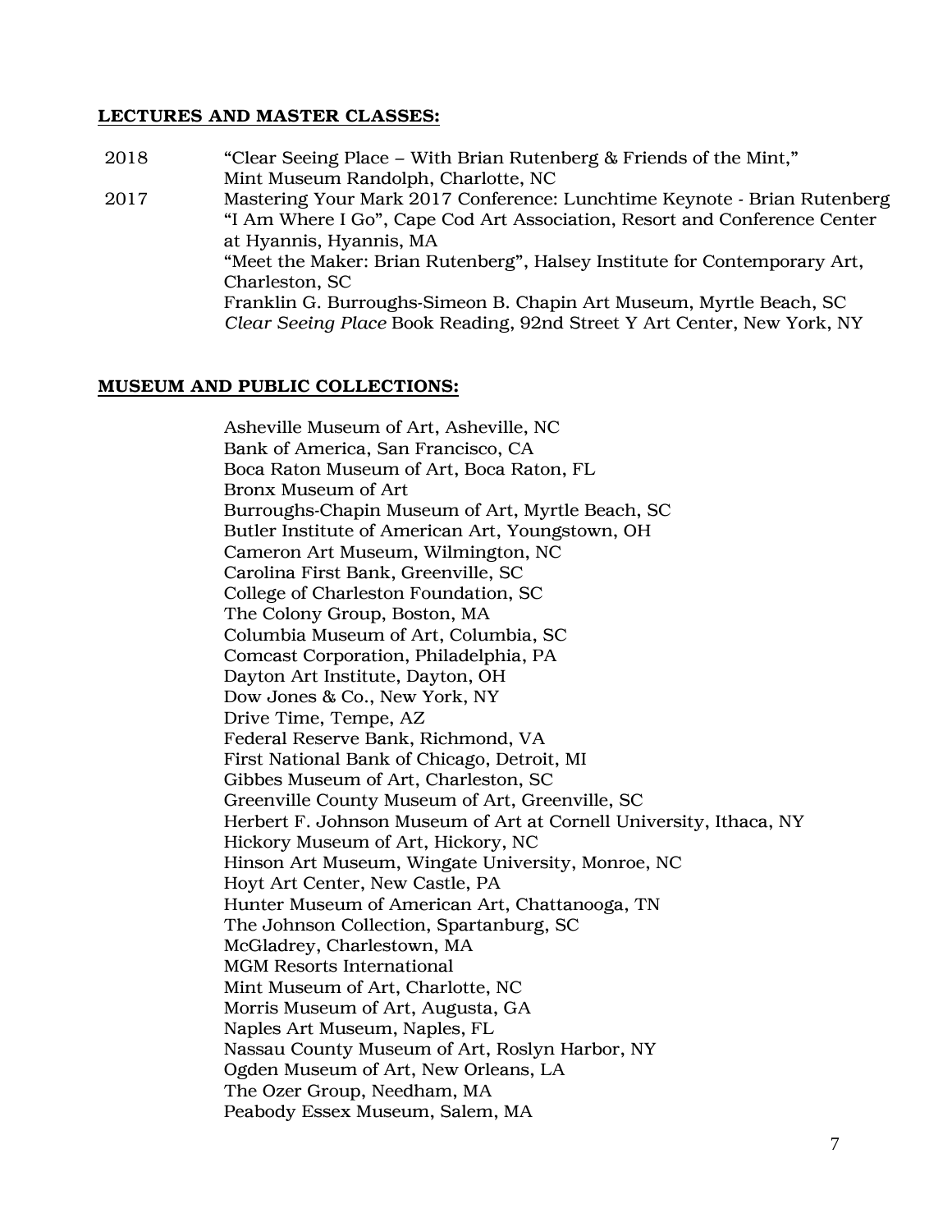**LECTURES AND MASTER CLASSES:**

2018 "Clear Seeing Place – With Brian Rutenberg & Friends of the Mint," Mint Museum Randolph, Charlotte, NC

2017 Mastering Your Mark 2017 Conference: Lunchtime Keynote - Brian Rutenberg
"I Am Where I Go", Cape Cod Art Association, Resort and Conference Center at Hyannis, Hyannis, MA
"Meet the Maker: Brian Rutenberg", Halsey Institute for Contemporary Art, Charleston, SC
Franklin G. Burroughs-Simeon B. Chapin Art Museum, Myrtle Beach, SC
*Clear Seeing Place* Book Reading, 92nd Street Y Art Center, New York, NY

**MUSEUM AND PUBLIC COLLECTIONS:**

Asheville Museum of Art, Asheville, NC
Bank of America, San Francisco, CA
Boca Raton Museum of Art, Boca Raton, FL
Bronx Museum of Art
Burroughs-Chapin Museum of Art, Myrtle Beach, SC
Butler Institute of American Art, Youngstown, OH
Cameron Art Museum, Wilmington, NC
Carolina First Bank, Greenville, SC
College of Charleston Foundation, SC
The Colony Group, Boston, MA
Columbia Museum of Art, Columbia, SC
Comcast Corporation, Philadelphia, PA
Dayton Art Institute, Dayton, OH
Dow Jones & Co., New York, NY
Drive Time, Tempe, AZ
Federal Reserve Bank, Richmond, VA
First National Bank of Chicago, Detroit, MI
Gibbes Museum of Art, Charleston, SC
Greenville County Museum of Art, Greenville, SC
Herbert F. Johnson Museum of Art at Cornell University, Ithaca, NY
Hickory Museum of Art, Hickory, NC
Hinson Art Museum, Wingate University, Monroe, NC
Hoyt Art Center, New Castle, PA
Hunter Museum of American Art, Chattanooga, TN
The Johnson Collection, Spartanburg, SC
McGladrey, Charlestown, MA
MGM Resorts International
Mint Museum of Art, Charlotte, NC
Morris Museum of Art, Augusta, GA
Naples Art Museum, Naples, FL
Nassau County Museum of Art, Roslyn Harbor, NY
Ogden Museum of Art, New Orleans, LA
The Ozer Group, Needham, MA
Peabody Essex Museum, Salem, MA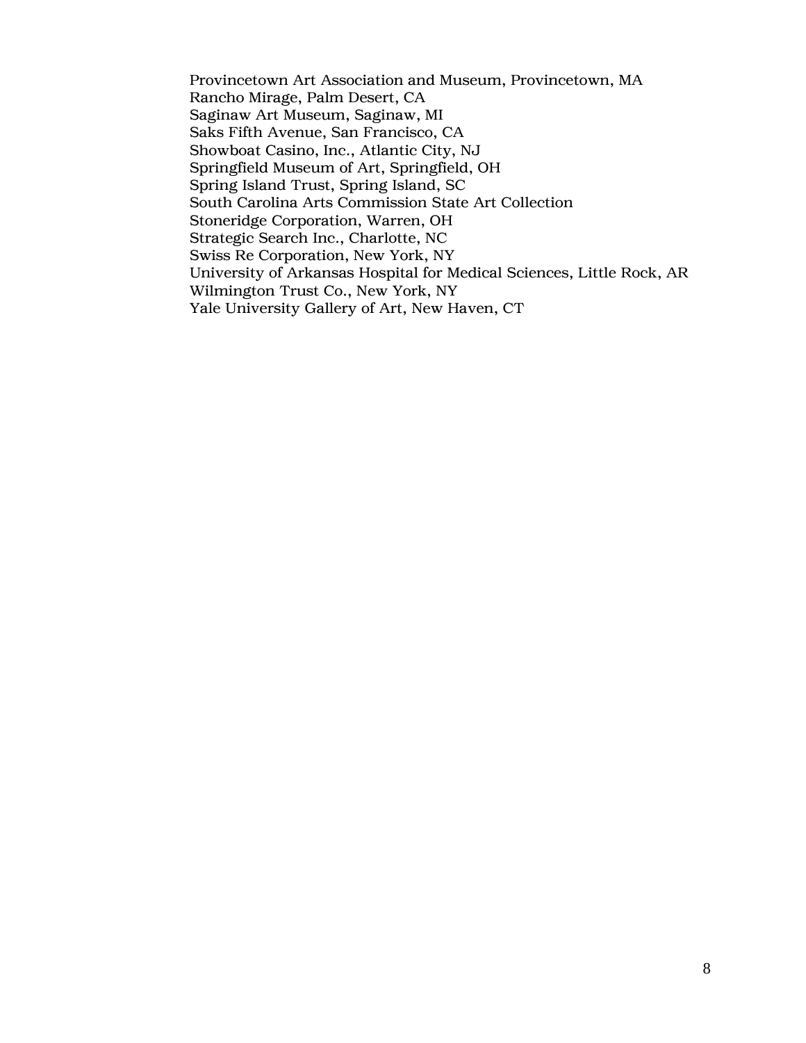Provincetown Art Association and Museum, Provincetown, MA
Rancho Mirage, Palm Desert, CA
Saginaw Art Museum, Saginaw, MI
Saks Fifth Avenue, San Francisco, CA
Showboat Casino, Inc., Atlantic City, NJ
Springfield Museum of Art, Springfield, OH
Spring Island Trust, Spring Island, SC
South Carolina Arts Commission State Art Collection
Stoneridge Corporation, Warren, OH
Strategic Search Inc., Charlotte, NC
Swiss Re Corporation, New York, NY
University of Arkansas Hospital for Medical Sciences, Little Rock, AR
Wilmington Trust Co., New York, NY
Yale University Gallery of Art, New Haven, CT